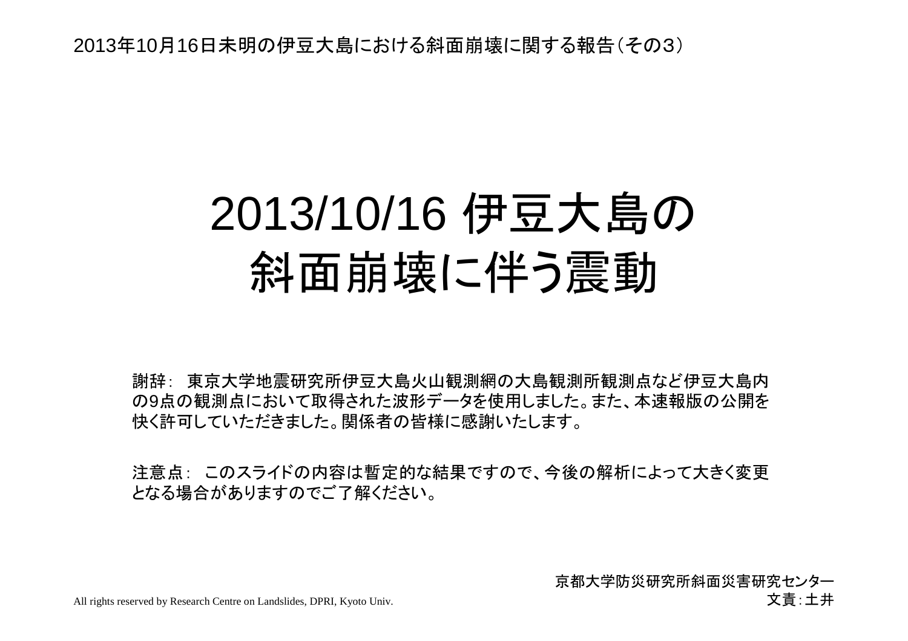2013年10月16日未明の伊豆大島における斜面崩壊に関する報告（その3）

# 2013/10/16 伊豆大島の斜面崩壊に伴う震動

謝辞： 東京大学地震研究所伊豆大島火山観測網の大島観測所観測点など伊豆大島内の9点の観測点において取得された波形データを使用しました。また、本速報版の公開を快く許可していただきました。関係者の皆様に感謝いたします。

注意点： このスライドの内容は暫定的な結果ですので、今後の解析によって大きく変更となる場合がありますのでご了解ください。

京都大学防災研究所斜面災害研究センター
文責：土井

All rights reserved by Research Centre on Landslides, DPRI, Kyoto Univ.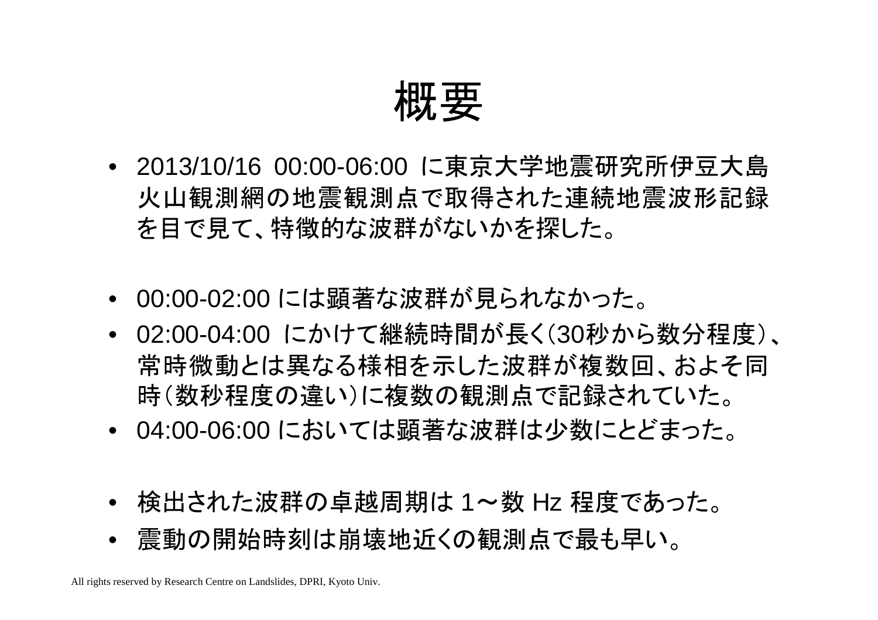# 概要

- 2013/10/16 00:00-06:00 に東京大学地震研究所伊豆大島火山観測網の地震観測点で取得された連続地震波形記録を目で見て、特徴的な波群がないかを探した。

- 00:00-02:00 には顕著な波群が見られなかった。
- 02:00-04:00 にかけて継続時間が長く（30秒から数分程度）、常時微動とは異なる様相を示した波群が複数回、およそ同時（数秒程度の違い）に複数の観測点で記録されていた。
- 04:00-06:00 においては顕著な波群は少数にとどまった。

- 検出された波群の卓越周期は 1〜数 Hz 程度であった。
- 震動の開始時刻は崩壊地近くの観測点で最も早い。

All rights reserved by Research Centre on Landslides, DPRI, Kyoto Univ.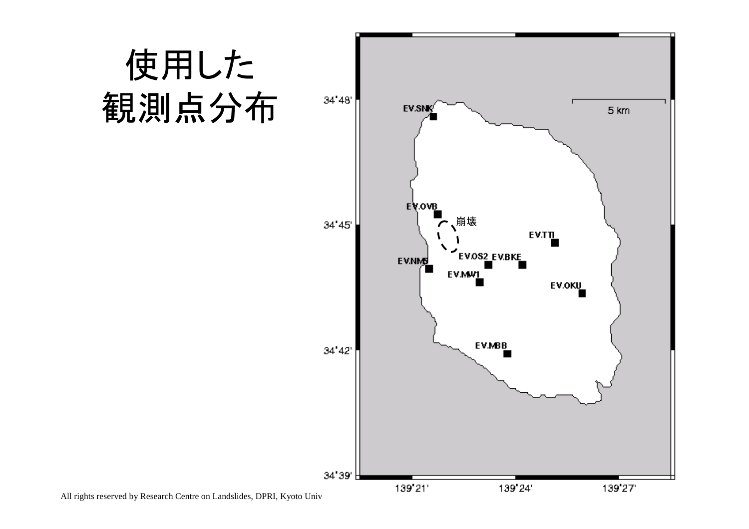# 使用した観測点分布

崩壊

EV.SNK

EV.OVB

EV.NMS

EV.OS2

EV.BKE

EV.MW1

EV.TTI

EV.OKU

EV.MBB

5 km

34°48'

34°45'

34°42'

34°39'

139°21'

139°24'

139°27'

All rights reserved by Research Centre on Landslides, DPRI, Kyoto Univ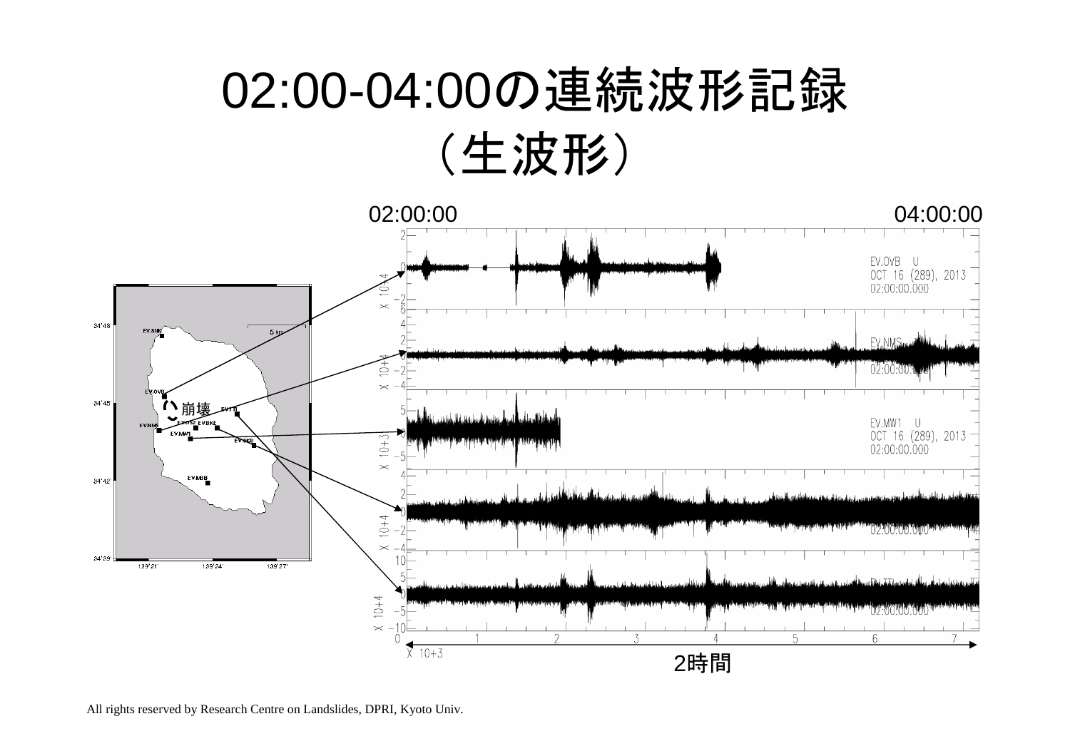# 02:00-04:00の連続波形記録（生波形）

02:00:00　　04:00:00

EV.OVB U
OCT 16 (289), 2013
02:00:00.000

EV.NMS

EV.MW1 U
OCT 16 (289), 2013
02:00:00.000

崩壊

2時間

All rights reserved by Research Centre on Landslides, DPRI, Kyoto Univ.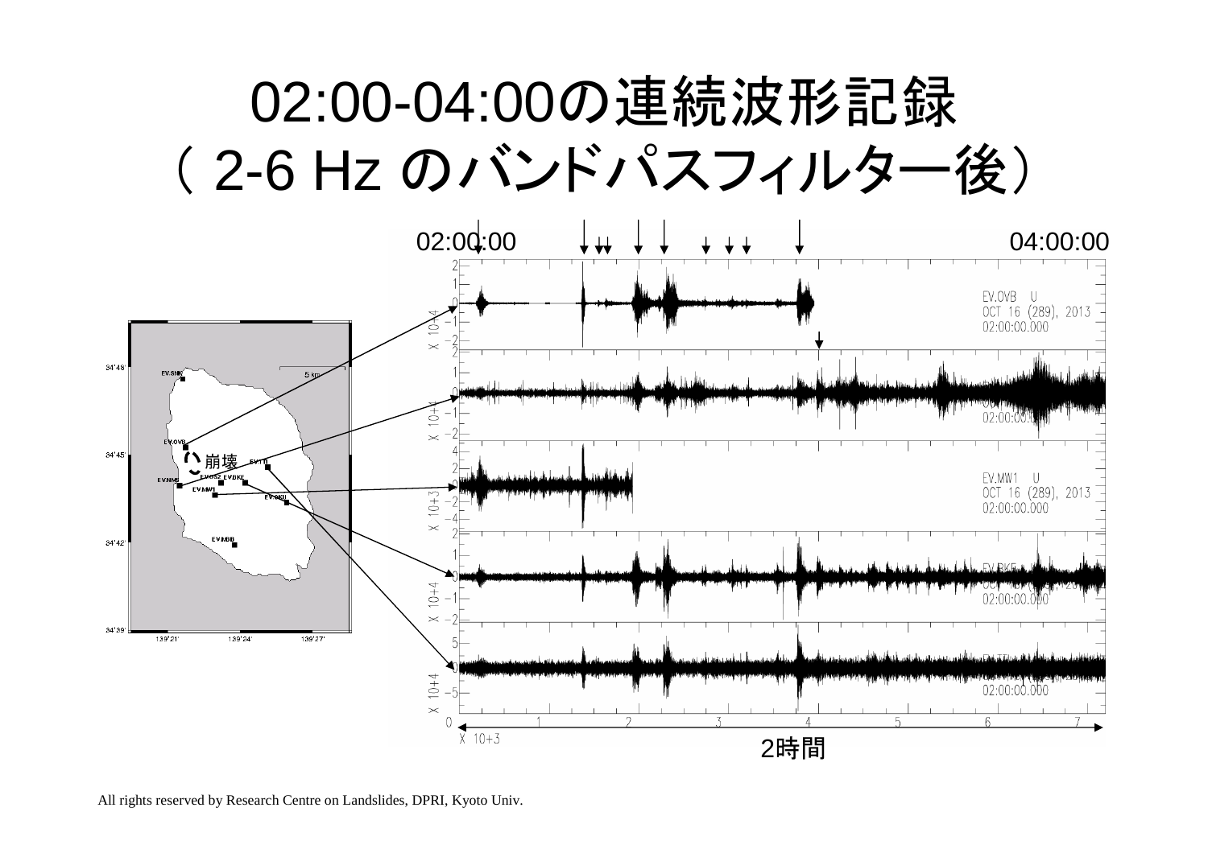# 02:00-04:00の連続波形記録
# （ 2-6 Hz のバンドパスフィルター後）

02:00:00

04:00:00

崩壊

2時間

All rights reserved by Research Centre on Landslides, DPRI, Kyoto Univ.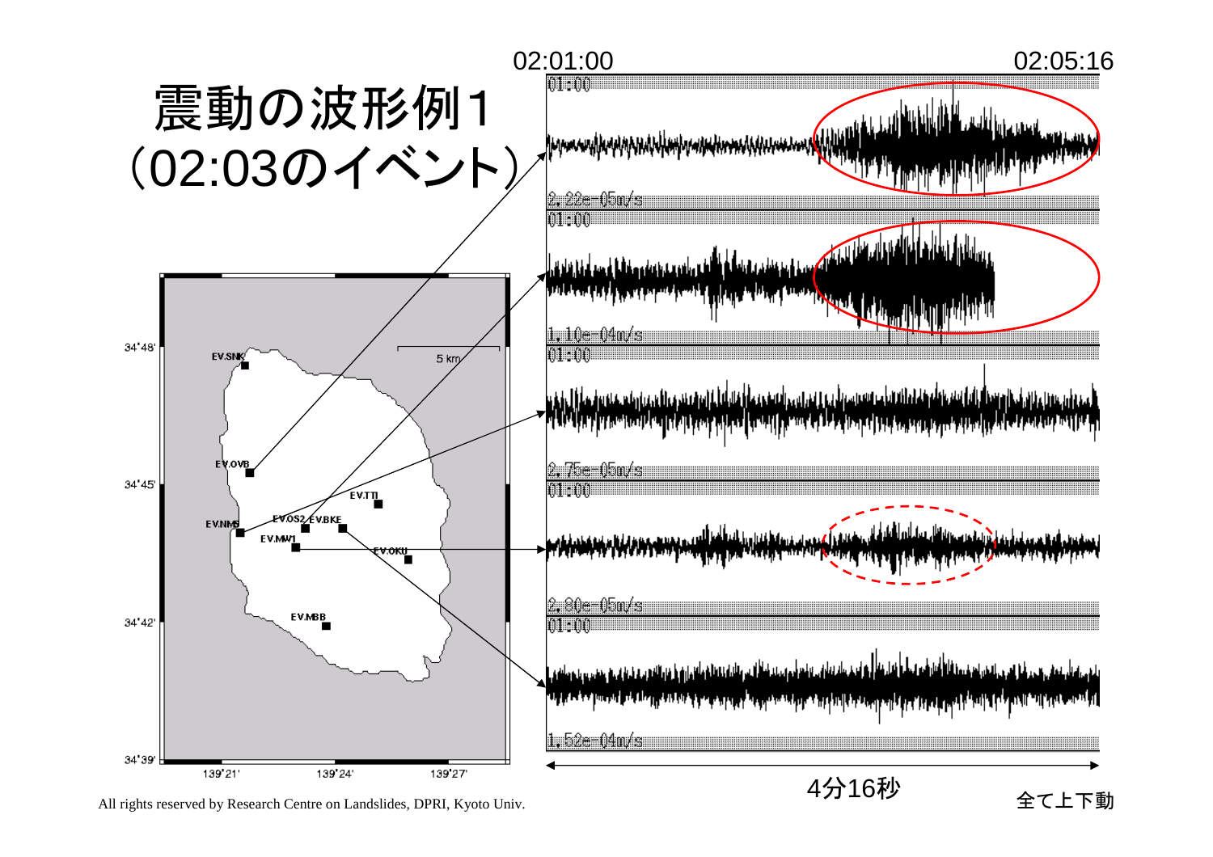# 震動の波形例1（02:03のイベント）

02:01:00

02:05:16

01:00

2.22e-05m/s

01:00

1.10e-04m/s

01:00

2.75e-05m/s

01:00

2.80e-05m/s

01:00

1.52e-04m/s

EV.SNK

EV.OVB

EV.TTI

EV.NMS

EV.OS2

EV.BKE

EV.MW1

EV.OKU

EV.MBB

5 km

34°48'

34°45'

34°42'

34°39'

139°21'

139°24'

139°27'

4分16秒

全て上下動

All rights reserved by Research Centre on Landslides, DPRI, Kyoto Univ.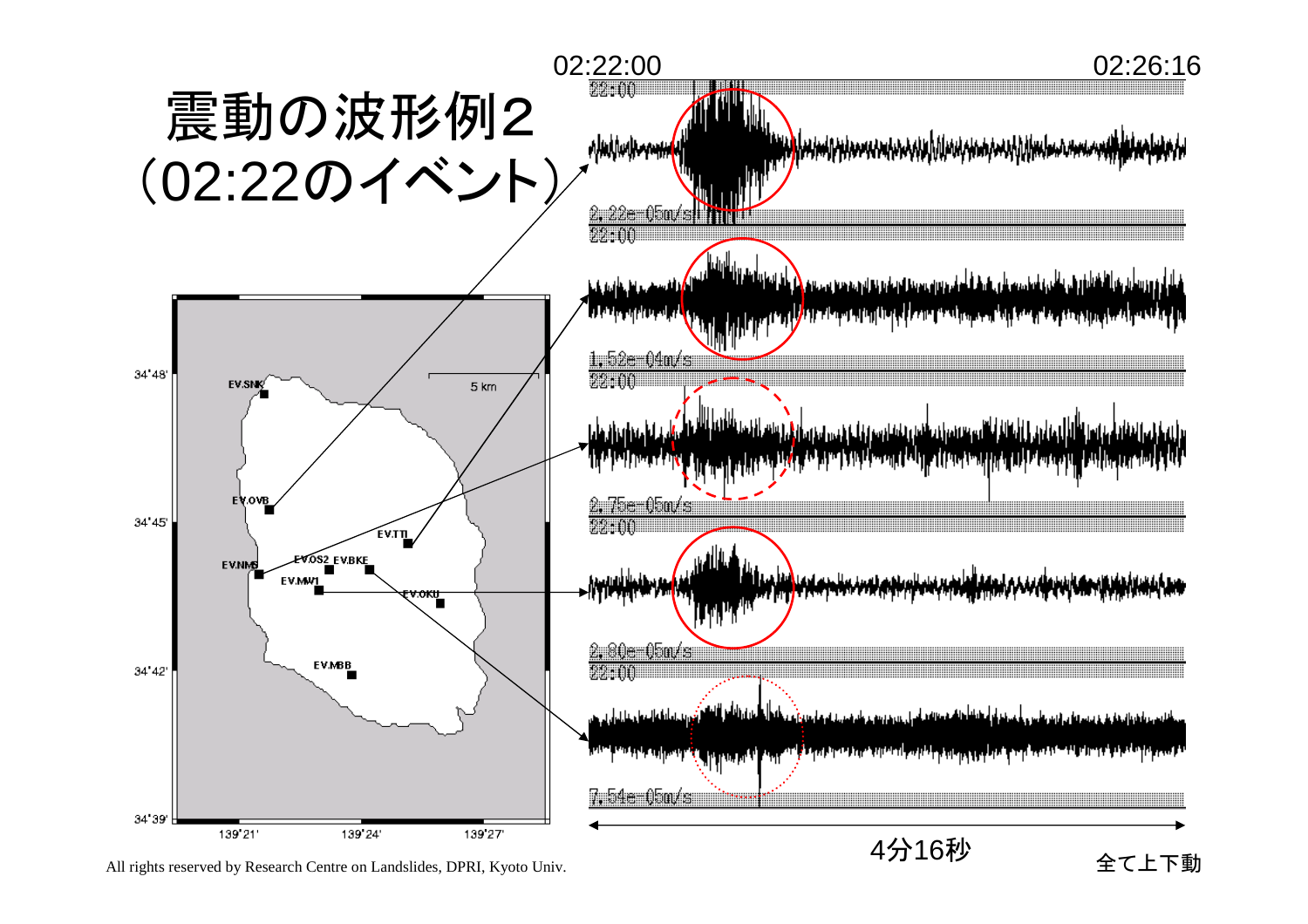# 震動の波形例2（02:22のイベント）

02:22:00

02:26:16

22:00

2.22e-05m/s

22:00

1.52e-04m/s

22:00

2.75e-05m/s

22:00

2.80e-05m/s

22:00

7.54e-05m/s

4分16秒

全て上下動

34°48'

34°45'

34°42'

34°39'

139°21'

139°24'

139°27'

5 km

EV.SNK

EV.OVB

EV.TTI

EV.NMS

EV.OS2

EV.BKE

EV.MW1

EV.OKU

EV.MBB

All rights reserved by Research Centre on Landslides, DPRI, Kyoto Univ.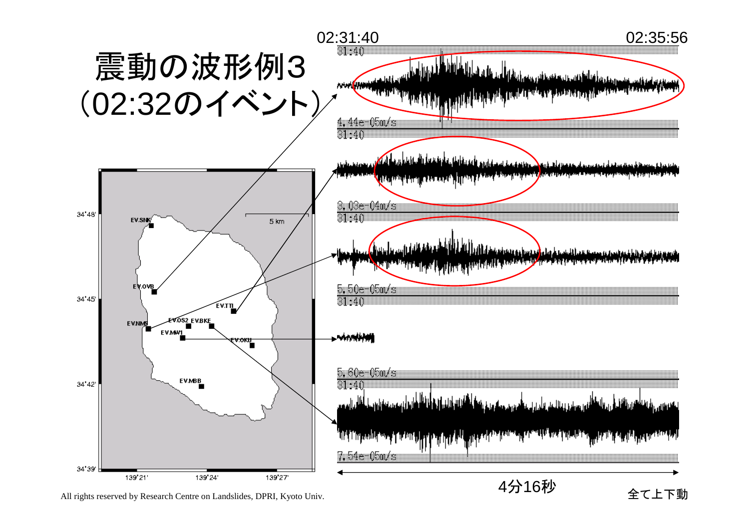# 震動の波形例3（02:32のイベント）

02:31:40　02:35:56

31:40

4.44e-05m/s

31:40

3.03e-04m/s

31:40

5.50e-05m/s

31:40

5.60e-05m/s

31:40

7.54e-05m/s

EV.SNK　EV.OVB　EV.TTI　EV.NMS　EV.OS2　EV.BKE　EV.MW1　EV.OKU　EV.MBB

5 km

34°48'　34°45'　34°42'　34°39'

139°21'　139°24'　139°27'

4分16秒

全て上下動

All rights reserved by Research Centre on Landslides, DPRI, Kyoto Univ.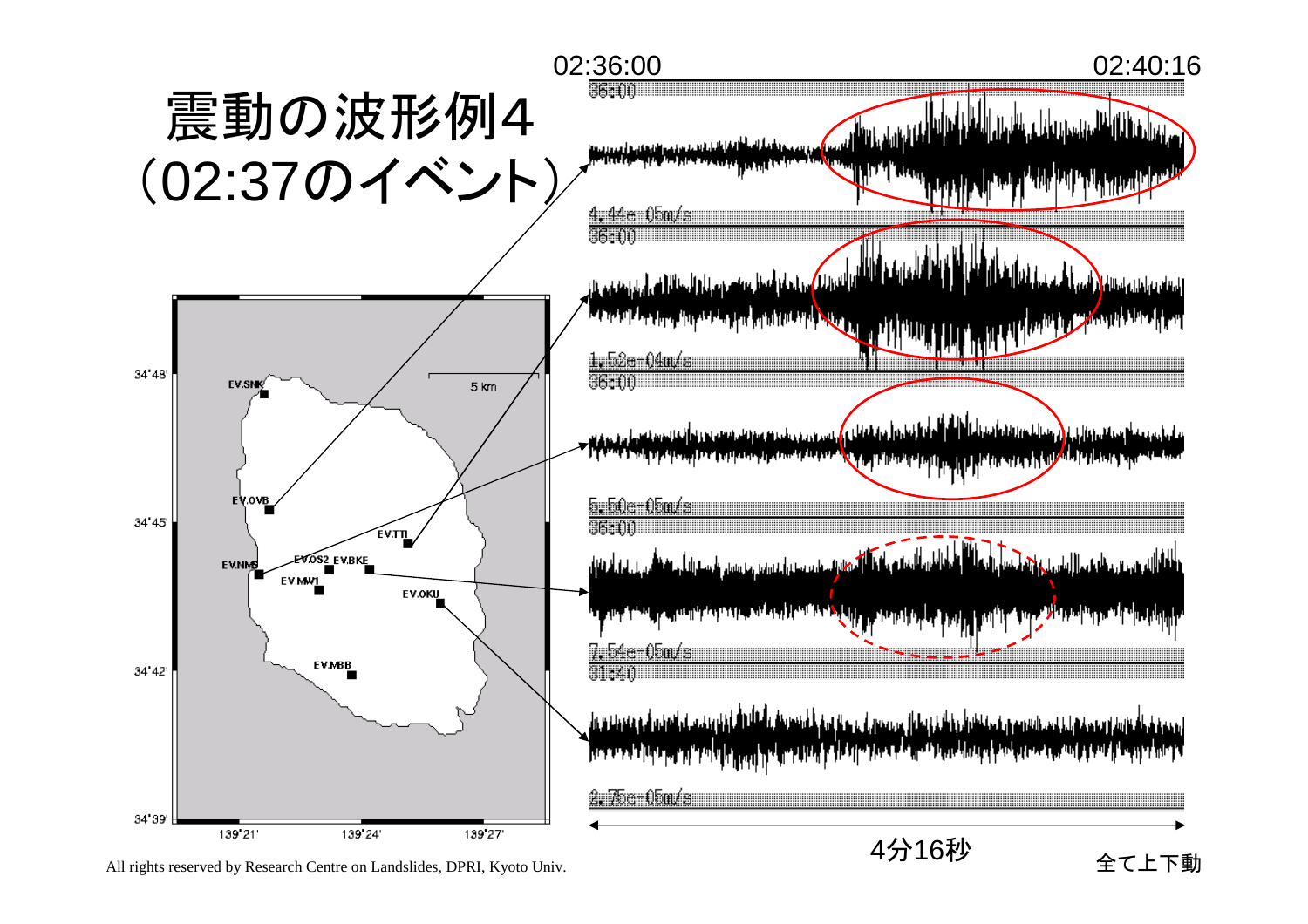# 震動の波形例4（02:37のイベント）

02:36:00　02:40:16

36:00　4.44e-05m/s

36:00　1.52e-04m/s

36:00　5.50e-05m/s

36:00　7.54e-05m/s

31:40　2.75e-05m/s

4分16秒

全て上下動

34°48'　34°45'　34°42'　34°39'

139°21'　139°24'　139°27'

5 km

EV.SNK　EV.OVB　EV.TTI　EV.NMS　EV.OS2　EV.BKE　EV.MW1　EV.OKU　EV.MBB

All rights reserved by Research Centre on Landslides, DPRI, Kyoto Univ.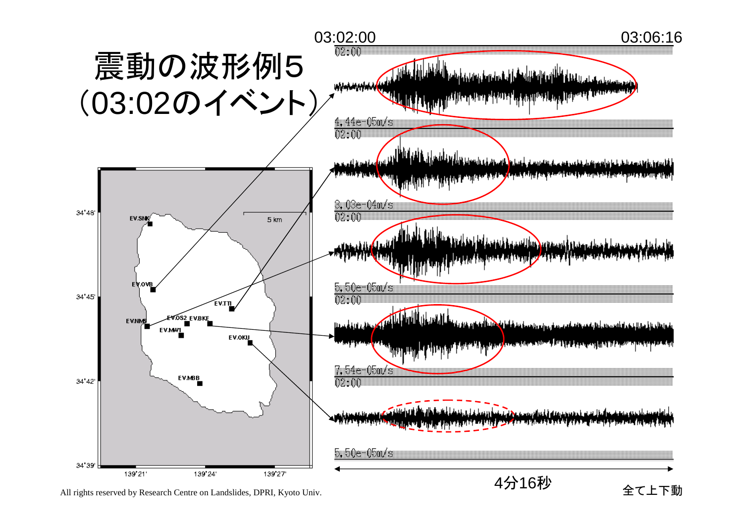# 震動の波形例5（03:02のイベント）

03:02:00　　03:06:16

02:00

4.44e-05m/s

02:00

8.03e-04m/s

02:00

5.50e-05m/s

02:00

7.54e-05m/s

02:00

5.50e-05m/s

EV.SNK　EV.OVB　EV.TTI　EV.NMS　EV.OS2　EV.BKE　EV.MW1　EV.OKU　EV.MBB

5 km

34°48'　34°45'　34°42'　34°39'

139°21'　139°24'　139°27'

4分16秒

全て上下動

All rights reserved by Research Centre on Landslides, DPRI, Kyoto Univ.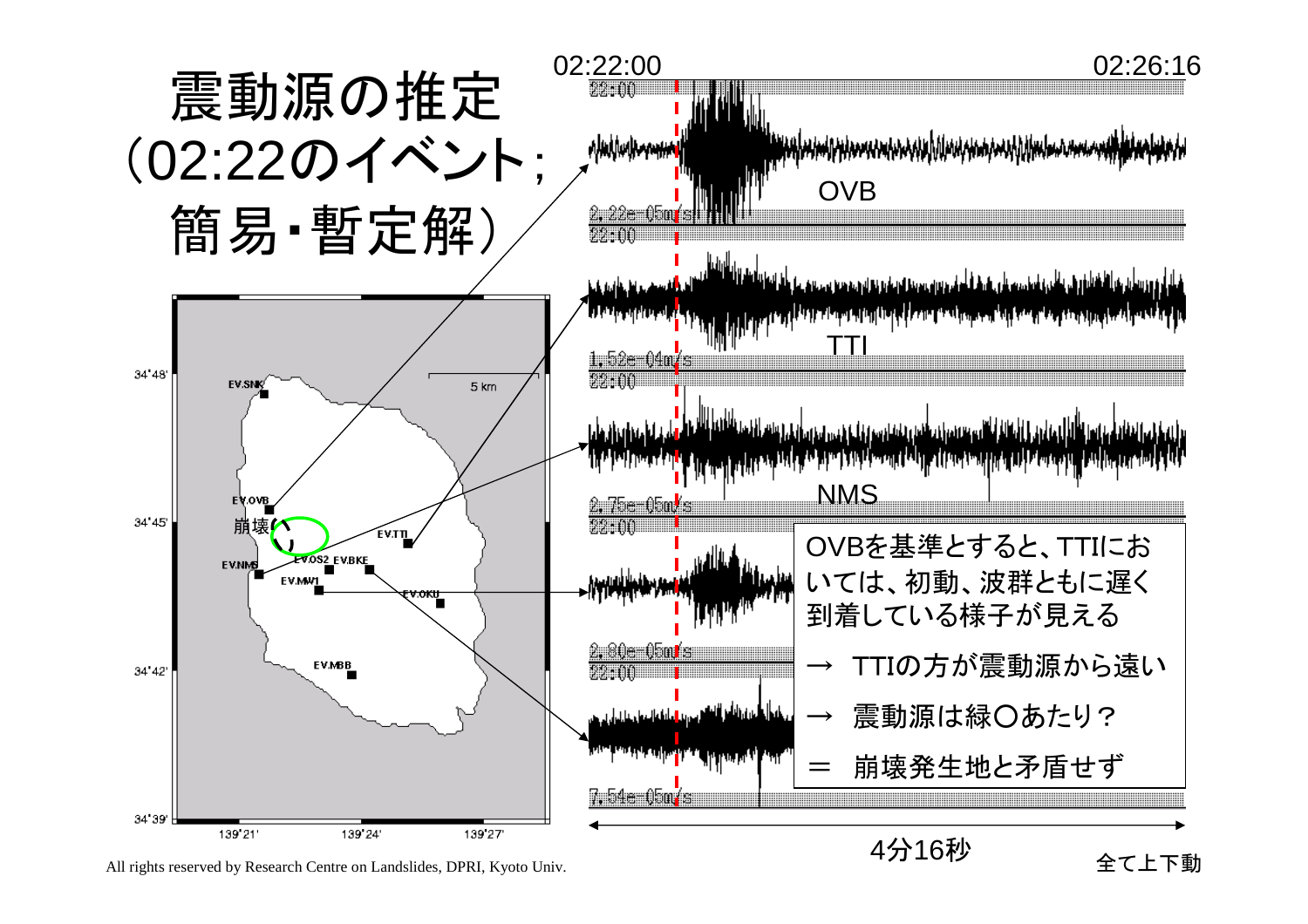# 震動源の推定（02:22のイベント；簡易・暫定解）

02:22:00

02:26:16

OVB

TTI

NMS

OVBを基準とすると、TTIにおいては、初動、波群ともに遅く到着している様子が見える

→ TTIの方が震動源から遠い

→ 震動源は緑〇あたり？

＝ 崩壊発生地と矛盾せず

4分16秒

全て上下動

All rights reserved by Research Centre on Landslides, DPRI, Kyoto Univ.